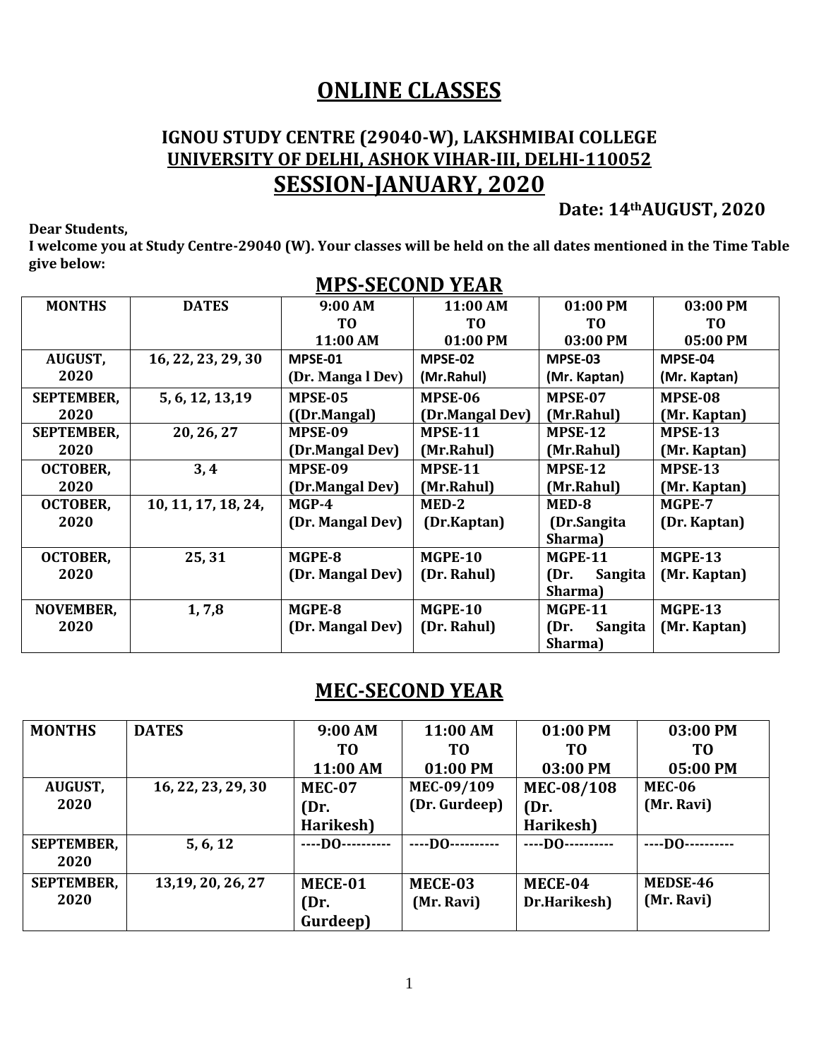# ONLINE CLASSES

## IGNOU STUDY CENTRE (29040-W), LAKSHMIBAI COLLEGE
## UNIVERSITY OF DELHI, ASHOK VIHAR-III, DELHI-110052
## SESSION-JANUARY, 2020

**Date: 14th AUGUST, 2020**

**Dear Students,**

**I welcome you at Study Centre-29040 (W). Your classes will be held on the all dates mentioned in the Time Table give below:**

## MPS-SECOND YEAR

| MONTHS | DATES | 9:00 AM TO 11:00 AM | 11:00 AM TO 01:00 PM | 01:00 PM TO 03:00 PM | 03:00 PM TO 05:00 PM |
|---|---|---|---|---|---|
| AUGUST, 2020 | 16, 22, 23, 29, 30 | MPSE-01 (Dr. Manga l Dev) | MPSE-02 (Mr.Rahul) | MPSE-03 (Mr. Kaptan) | MPSE-04 (Mr. Kaptan) |
| SEPTEMBER, 2020 | 5, 6, 12, 13,19 | MPSE-05 ((Dr.Mangal) | MPSE-06 (Dr.Mangal Dev) | MPSE-07 (Mr.Rahul) | MPSE-08 (Mr. Kaptan) |
| SEPTEMBER, 2020 | 20, 26, 27 | MPSE-09 (Dr.Mangal Dev) | MPSE-11 (Mr.Rahul) | MPSE-12 (Mr.Rahul) | MPSE-13 (Mr. Kaptan) |
| OCTOBER, 2020 | 3, 4 | MPSE-09 (Dr.Mangal Dev) | MPSE-11 (Mr.Rahul) | MPSE-12 (Mr.Rahul) | MPSE-13 (Mr. Kaptan) |
| OCTOBER, 2020 | 10, 11, 17, 18, 24, | MGP-4 (Dr. Mangal Dev) | MED-2 (Dr.Kaptan) | MED-8 (Dr.Sangita Sharma) | MGPE-7 (Dr. Kaptan) |
| OCTOBER, 2020 | 25, 31 | MGPE-8 (Dr. Mangal Dev) | MGPE-10 (Dr. Rahul) | MGPE-11 (Dr. Sangita Sharma) | MGPE-13 (Mr. Kaptan) |
| NOVEMBER, 2020 | 1, 7,8 | MGPE-8 (Dr. Mangal Dev) | MGPE-10 (Dr. Rahul) | MGPE-11 (Dr. Sangita Sharma) | MGPE-13 (Mr. Kaptan) |

## MEC-SECOND YEAR

| MONTHS | DATES | 9:00 AM TO 11:00 AM | 11:00 AM TO 01:00 PM | 01:00 PM TO 03:00 PM | 03:00 PM TO 05:00 PM |
|---|---|---|---|---|---|
| AUGUST, 2020 | 16, 22, 23, 29, 30 | MEC-07 (Dr. Harikesh) | MEC-09/109 (Dr. Gurdeep) | MEC-08/108 (Dr. Harikesh) | MEC-06 (Mr. Ravi) |
| SEPTEMBER, 2020 | 5, 6, 12 | ----DO--------- | ----DO--------- | ----DO--------- | ----DO--------- |
| SEPTEMBER, 2020 | 13,19, 20, 26, 27 | MECE-01 (Dr. Gurdeep) | MECE-03 (Mr. Ravi) | MECE-04 Dr.Harikesh) | MEDSE-46 (Mr. Ravi) |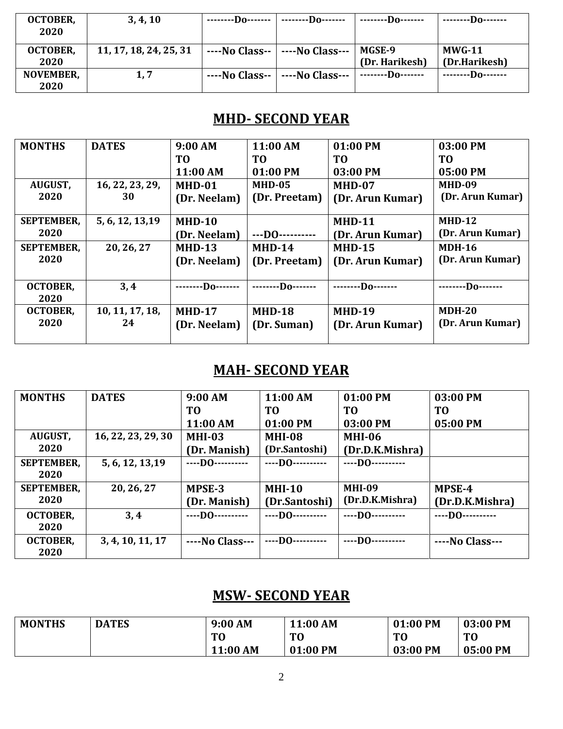| OCTOBER, 2020 | 3, 4, 10 | --------Do------- | --------Do------- | --------Do------- | --------Do------- |
|---|---|---|---|---|---|
| OCTOBER, 2020 | 11, 17, 18, 24, 25, 31 | ----No Class-- | ----No Class--- | MGSE-9 (Dr. Harikesh) | MWG-11 (Dr.Harikesh) |
| NOVEMBER, 2020 | 1, 7 | ----No Class-- | ----No Class--- | --------Do------- | --------Do------- |

## MHD- SECOND YEAR

| MONTHS | DATES | 9:00 AM TO 11:00 AM | 11:00 AM TO 01:00 PM | 01:00 PM TO 03:00 PM | 03:00 PM TO 05:00 PM |
|---|---|---|---|---|---|
| AUGUST, 2020 | 16, 22, 23, 29, 30 | MHD-01 (Dr. Neelam) | MHD-05 (Dr. Preetam) | MHD-07 (Dr. Arun Kumar) | MHD-09 (Dr. Arun Kumar) |
| SEPTEMBER, 2020 | 5, 6, 12, 13,19 | MHD-10 (Dr. Neelam) | ---DO---------- | MHD-11 (Dr. Arun Kumar) | MHD-12 (Dr. Arun Kumar) |
| SEPTEMBER, 2020 | 20, 26, 27 | MHD-13 (Dr. Neelam) | MHD-14 (Dr. Preetam) | MHD-15 (Dr. Arun Kumar) | MDH-16 (Dr. Arun Kumar) |
| OCTOBER, 2020 | 3, 4 | --------Do------- | --------Do------- | --------Do------- | --------Do------- |
| OCTOBER, 2020 | 10, 11, 17, 18, 24 | MHD-17 (Dr. Neelam) | MHD-18 (Dr. Suman) | MHD-19 (Dr. Arun Kumar) | MDH-20 (Dr. Arun Kumar) |

## MAH- SECOND YEAR

| MONTHS | DATES | 9:00 AM TO 11:00 AM | 11:00 AM TO 01:00 PM | 01:00 PM TO 03:00 PM | 03:00 PM TO 05:00 PM |
|---|---|---|---|---|---|
| AUGUST, 2020 | 16, 22, 23, 29, 30 | MHI-03 (Dr. Manish) | MHI-08 (Dr.Santoshi) | MHI-06 (Dr.D.K.Mishra) | |
| SEPTEMBER, 2020 | 5, 6, 12, 13,19 | ----DO---------- | ----DO---------- | ----DO---------- | |
| SEPTEMBER, 2020 | 20, 26, 27 | MPSE-3 (Dr. Manish) | MHI-10 (Dr.Santoshi) | MHI-09 (Dr.D.K.Mishra) | MPSE-4 (Dr.D.K.Mishra) |
| OCTOBER, 2020 | 3, 4 | ----DO---------- | ----DO---------- | ----DO---------- | ----DO---------- |
| OCTOBER, 2020 | 3, 4, 10, 11, 17 | ----No Class--- | ----DO---------- | ----DO---------- | ----No Class--- |

## MSW- SECOND YEAR

| MONTHS | DATES | 9:00 AM TO 11:00 AM | 11:00 AM TO 01:00 PM | 01:00 PM TO 03:00 PM | 03:00 PM TO 05:00 PM |
|---|---|---|---|---|---|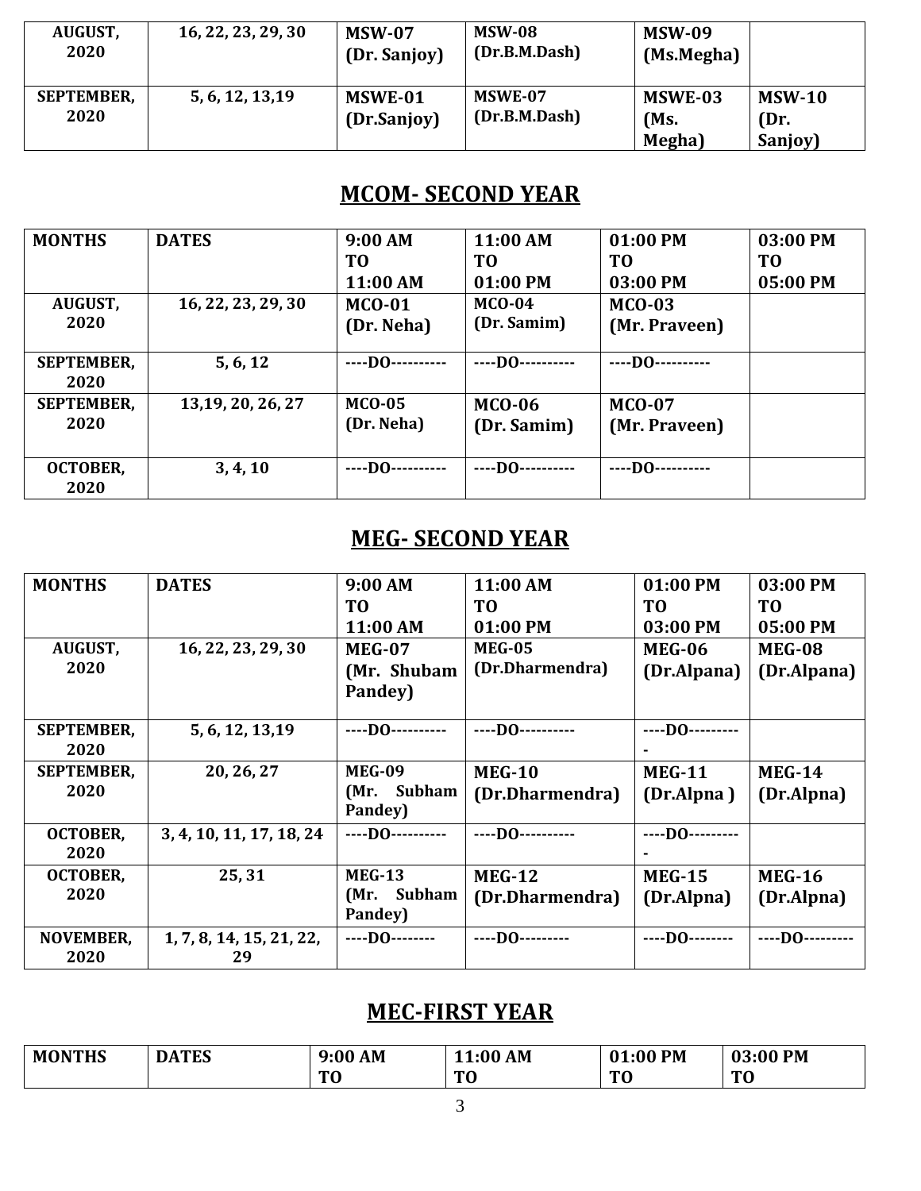| AUGUST, 2020 | 16, 22, 23, 29, 30 | MSW-07 (Dr. Sanjoy) | MSW-08 (Dr.B.M.Dash) | MSW-09 (Ms.Megha) | |
|---|---|---|---|---|---|
| SEPTEMBER, 2020 | 5, 6, 12, 13,19 | MSWE-01 (Dr.Sanjoy) | MSWE-07 (Dr.B.M.Dash) | MSWE-03 (Ms. Megha) | MSW-10 (Dr. Sanjoy) |

## MCOM- SECOND YEAR

| MONTHS | DATES | 9:00 AM TO 11:00 AM | 11:00 AM TO 01:00 PM | 01:00 PM TO 03:00 PM | 03:00 PM TO 05:00 PM |
|---|---|---|---|---|---|
| AUGUST, 2020 | 16, 22, 23, 29, 30 | MCO-01 (Dr. Neha) | MCO-04 (Dr. Samim) | MCO-03 (Mr. Praveen) | |
| SEPTEMBER, 2020 | 5, 6, 12 | ----DO---------- | ----DO---------- | ----DO---------- | |
| SEPTEMBER, 2020 | 13,19, 20, 26, 27 | MCO-05 (Dr. Neha) | MCO-06 (Dr. Samim) | MCO-07 (Mr. Praveen) | |
| OCTOBER, 2020 | 3, 4, 10 | ----DO---------- | ----DO---------- | ----DO---------- | |

## MEG- SECOND YEAR

| MONTHS | DATES | 9:00 AM TO 11:00 AM | 11:00 AM TO 01:00 PM | 01:00 PM TO 03:00 PM | 03:00 PM TO 05:00 PM |
|---|---|---|---|---|---|
| AUGUST, 2020 | 16, 22, 23, 29, 30 | MEG-07 (Mr. Shubam Pandey) | MEG-05 (Dr.Dharmendra) | MEG-06 (Dr.Alpana) | MEG-08 (Dr.Alpana) |
| SEPTEMBER, 2020 | 5, 6, 12, 13,19 | ----DO---------- | ----DO---------- | ----DO---------- | |
| SEPTEMBER, 2020 | 20, 26, 27 | MEG-09 (Mr. Subham Pandey) | MEG-10 (Dr.Dharmendra) | MEG-11 (Dr.Alpna ) | MEG-14 (Dr.Alpna) |
| OCTOBER, 2020 | 3, 4, 10, 11, 17, 18, 24 | ----DO---------- | ----DO---------- | ----DO---------- | |
| OCTOBER, 2020 | 25, 31 | MEG-13 (Mr. Subham Pandey) | MEG-12 (Dr.Dharmendra) | MEG-15 (Dr.Alpna) | MEG-16 (Dr.Alpna) |
| NOVEMBER, 2020 | 1, 7, 8, 14, 15, 21, 22, 29 | ----DO-------- | ----DO--------- | ----DO-------- | ----DO--------- |

## MEC-FIRST YEAR

| MONTHS | DATES | 9:00 AM TO | 11:00 AM TO | 01:00 PM TO | 03:00 PM TO |
|---|---|---|---|---|---|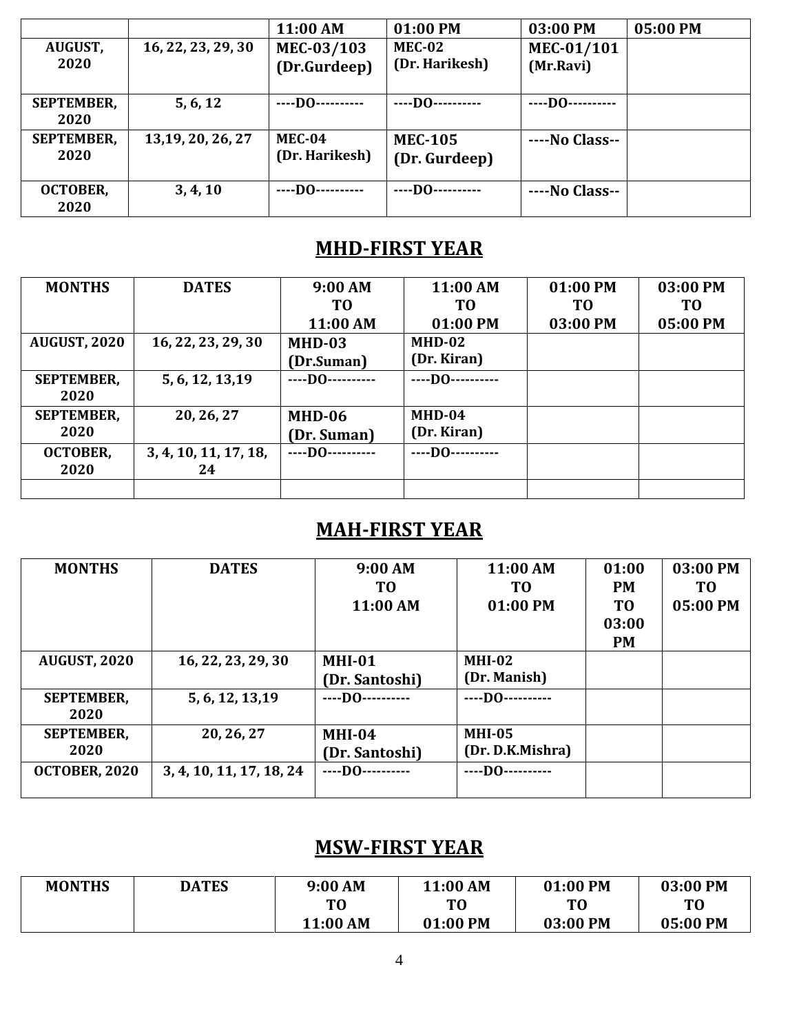| | | 11:00 AM | 01:00 PM | 03:00 PM | 05:00 PM |
|---|---|---|---|---|---|
| AUGUST, 2020 | 16, 22, 23, 29, 30 | MEC-03/103 (Dr.Gurdeep) | MEC-02 (Dr. Harikesh) | MEC-01/101 (Mr.Ravi) | |
| SEPTEMBER, 2020 | 5, 6, 12 | ----DO---------- | ----DO---------- | ----DO---------- | |
| SEPTEMBER, 2020 | 13,19, 20, 26, 27 | MEC-04 (Dr. Harikesh) | MEC-105 (Dr. Gurdeep) | ----No Class-- | |
| OCTOBER, 2020 | 3, 4, 10 | ----DO---------- | ----DO---------- | ----No Class-- | |

## MHD-FIRST YEAR

| MONTHS | DATES | 9:00 AM TO 11:00 AM | 11:00 AM TO 01:00 PM | 01:00 PM TO 03:00 PM | 03:00 PM TO 05:00 PM |
|---|---|---|---|---|---|
| AUGUST, 2020 | 16, 22, 23, 29, 30 | MHD-03 (Dr.Suman) | MHD-02 (Dr. Kiran) | | |
| SEPTEMBER, 2020 | 5, 6, 12, 13,19 | ----DO---------- | ----DO---------- | | |
| SEPTEMBER, 2020 | 20, 26, 27 | MHD-06 (Dr. Suman) | MHD-04 (Dr. Kiran) | | |
| OCTOBER, 2020 | 3, 4, 10, 11, 17, 18, 24 | ----DO---------- | ----DO---------- | | |
| | | | | | |

## MAH-FIRST YEAR

| MONTHS | DATES | 9:00 AM TO 11:00 AM | 11:00 AM TO 01:00 PM | 01:00 PM TO 03:00 PM | 03:00 PM TO 05:00 PM |
|---|---|---|---|---|---|
| AUGUST, 2020 | 16, 22, 23, 29, 30 | MHI-01 (Dr. Santoshi) | MHI-02 (Dr. Manish) | | |
| SEPTEMBER, 2020 | 5, 6, 12, 13,19 | ----DO---------- | ----DO---------- | | |
| SEPTEMBER, 2020 | 20, 26, 27 | MHI-04 (Dr. Santoshi) | MHI-05 (Dr. D.K.Mishra) | | |
| OCTOBER, 2020 | 3, 4, 10, 11, 17, 18, 24 | ----DO---------- | ----DO---------- | | |

## MSW-FIRST YEAR

| MONTHS | DATES | 9:00 AM TO 11:00 AM | 11:00 AM TO 01:00 PM | 01:00 PM TO 03:00 PM | 03:00 PM TO 05:00 PM |
|---|---|---|---|---|---|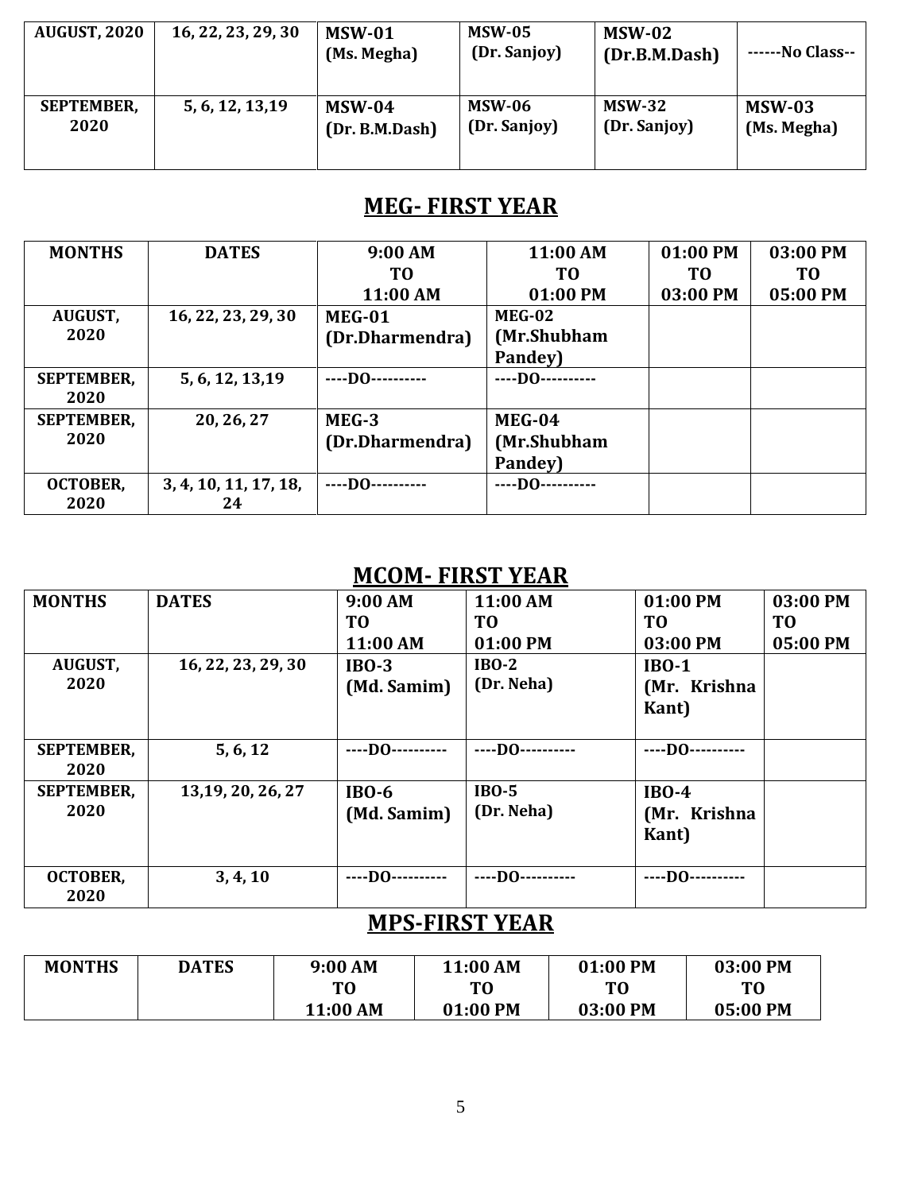| AUGUST, 2020 | 16, 22, 23, 29, 30 | MSW-01 (Ms. Megha) | MSW-05 (Dr. Sanjoy) | MSW-02 (Dr.B.M.Dash) | ------No Class-- |
|---|---|---|---|---|---|
| SEPTEMBER, 2020 | 5, 6, 12, 13,19 | MSW-04 (Dr. B.M.Dash) | MSW-06 (Dr. Sanjoy) | MSW-32 (Dr. Sanjoy) | MSW-03 (Ms. Megha) |

## MEG- FIRST YEAR

| MONTHS | DATES | 9:00 AM TO 11:00 AM | 11:00 AM TO 01:00 PM | 01:00 PM TO 03:00 PM | 03:00 PM TO 05:00 PM |
|---|---|---|---|---|---|
| AUGUST, 2020 | 16, 22, 23, 29, 30 | MEG-01 (Dr.Dharmendra) | MEG-02 (Mr.Shubham Pandey) | | |
| SEPTEMBER, 2020 | 5, 6, 12, 13,19 | ----DO---------- | ----DO---------- | | |
| SEPTEMBER, 2020 | 20, 26, 27 | MEG-3 (Dr.Dharmendra) | MEG-04 (Mr.Shubham Pandey) | | |
| OCTOBER, 2020 | 3, 4, 10, 11, 17, 18, 24 | ----DO---------- | ----DO---------- | | |

## MCOM- FIRST YEAR

| MONTHS | DATES | 9:00 AM TO 11:00 AM | 11:00 AM TO 01:00 PM | 01:00 PM TO 03:00 PM | 03:00 PM TO 05:00 PM |
|---|---|---|---|---|---|
| AUGUST, 2020 | 16, 22, 23, 29, 30 | IBO-3 (Md. Samim) | IBO-2 (Dr. Neha) | IBO-1 (Mr. Krishna Kant) | |
| SEPTEMBER, 2020 | 5, 6, 12 | ----DO---------- | ----DO---------- | ----DO---------- | |
| SEPTEMBER, 2020 | 13,19, 20, 26, 27 | IBO-6 (Md. Samim) | IBO-5 (Dr. Neha) | IBO-4 (Mr. Krishna Kant) | |
| OCTOBER, 2020 | 3, 4, 10 | ----DO---------- | ----DO---------- | ----DO---------- | |

## MPS-FIRST YEAR

| MONTHS | DATES | 9:00 AM TO 11:00 AM | 11:00 AM TO 01:00 PM | 01:00 PM TO 03:00 PM | 03:00 PM TO 05:00 PM |
|---|---|---|---|---|---|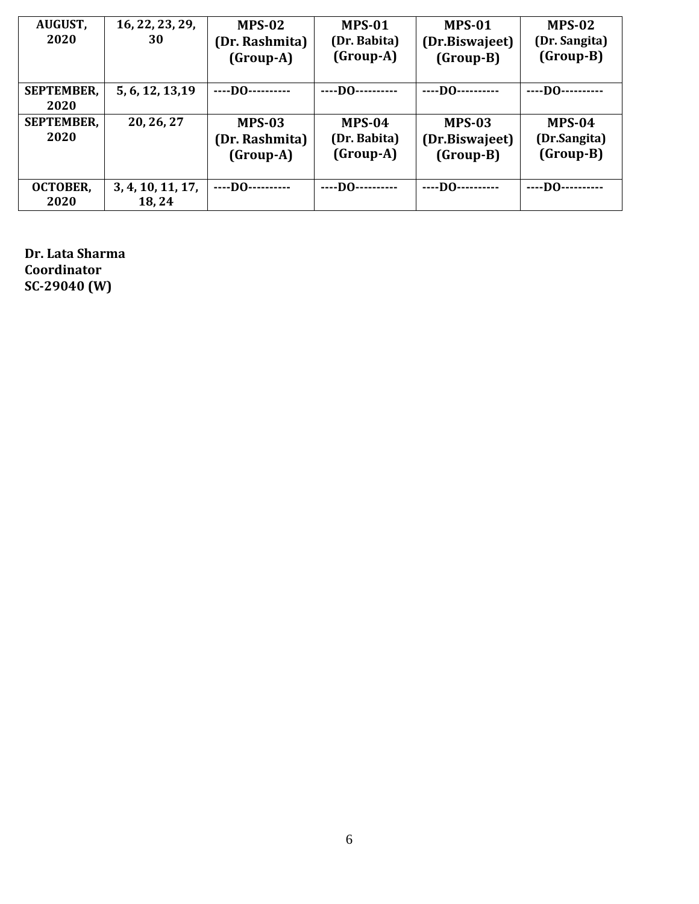| | | | | | |
|---|---|---|---|---|---|
| **AUGUST, 2020** | **16, 22, 23, 29, 30** | **MPS-02 (Dr. Rashmita) (Group-A)** | **MPS-01 (Dr. Babita) (Group-A)** | **MPS-01 (Dr.Biswajeet) (Group-B)** | **MPS-02 (Dr. Sangita) (Group-B)** |
| **SEPTEMBER, 2020** | **5, 6, 12, 13,19** | **----DO---------** | **----DO---------** | **----DO---------** | **----DO---------** |
| **SEPTEMBER, 2020** | **20, 26, 27** | **MPS-03 (Dr. Rashmita) (Group-A)** | **MPS-04 (Dr. Babita) (Group-A)** | **MPS-03 (Dr.Biswajeet) (Group-B)** | **MPS-04 (Dr.Sangita) (Group-B)** |
| **OCTOBER, 2020** | **3, 4, 10, 11, 17, 18, 24** | **----DO---------** | **----DO---------** | **----DO---------** | **----DO---------** |

**Dr. Lata Sharma**
**Coordinator**
**SC-29040 (W)**